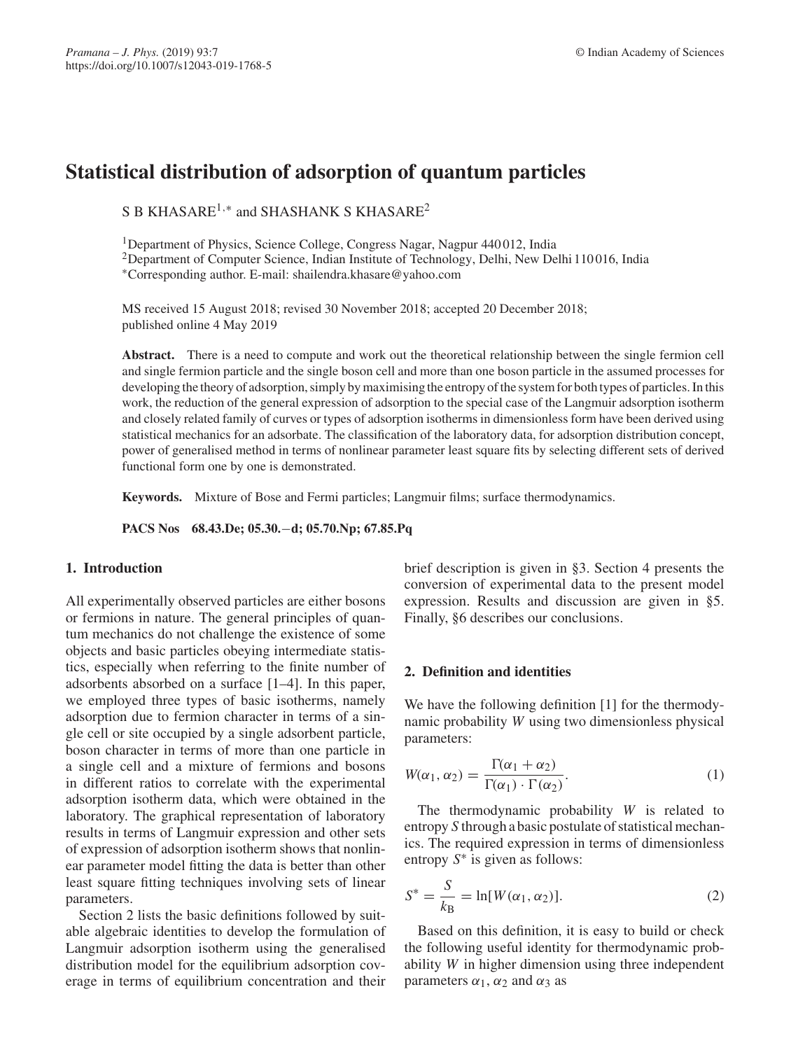# Statistical distribution of adsorption of quantum particles

S B KHASARE[1,*] and SHASHANK S KHASARE[2]

[1]Department of Physics, Science College, Congress Nagar, Nagpur 440 012, India
[2]Department of Computer Science, Indian Institute of Technology, Delhi, New Delhi 110 016, India
[*]Corresponding author. E-mail: shailendra.khasare@yahoo.com

MS received 15 August 2018; revised 30 November 2018; accepted 20 December 2018; published online 4 May 2019

**Abstract.** There is a need to compute and work out the theoretical relationship between the single fermion cell and single fermion particle and the single boson cell and more than one boson particle in the assumed processes for developing the theory of adsorption, simply by maximising the entropy of the system for both types of particles. In this work, the reduction of the general expression of adsorption to the special case of the Langmuir adsorption isotherm and closely related family of curves or types of adsorption isotherms in dimensionless form have been derived using statistical mechanics for an adsorbate. The classification of the laboratory data, for adsorption distribution concept, power of generalised method in terms of nonlinear parameter least square fits by selecting different sets of derived functional form one by one is demonstrated.

**Keywords.** Mixture of Bose and Fermi particles; Langmuir films; surface thermodynamics.

**PACS Nos** 68.43.De; 05.30.−d; 05.70.Np; 67.85.Pq

## 1. Introduction

All experimentally observed particles are either bosons or fermions in nature. The general principles of quantum mechanics do not challenge the existence of some objects and basic particles obeying intermediate statistics, especially when referring to the finite number of adsorbents absorbed on a surface [1–4]. In this paper, we employed three types of basic isotherms, namely adsorption due to fermion character in terms of a single cell or site occupied by a single adsorbent particle, boson character in terms of more than one particle in a single cell and a mixture of fermions and bosons in different ratios to correlate with the experimental adsorption isotherm data, which were obtained in the laboratory. The graphical representation of laboratory results in terms of Langmuir expression and other sets of expression of adsorption isotherm shows that nonlinear parameter model fitting the data is better than other least square fitting techniques involving sets of linear parameters.

Section 2 lists the basic definitions followed by suitable algebraic identities to develop the formulation of Langmuir adsorption isotherm using the generalised distribution model for the equilibrium adsorption coverage in terms of equilibrium concentration and their brief description is given in §3. Section 4 presents the conversion of experimental data to the present model expression. Results and discussion are given in §5. Finally, §6 describes our conclusions.

## 2. Definition and identities

We have the following definition [1] for the thermodynamic probability $W$ using two dimensionless physical parameters:

$$W(\alpha_1, \alpha_2) = \frac{\Gamma(\alpha_1 + \alpha_2)}{\Gamma(\alpha_1) \cdot \Gamma(\alpha_2)}. \tag{1}$$

The thermodynamic probability $W$ is related to entropy $S$ through a basic postulate of statistical mechanics. The required expression in terms of dimensionless entropy $S^*$ is given as follows:

$$S^* = \frac{S}{k_B} = \ln[W(\alpha_1, \alpha_2)]. \tag{2}$$

Based on this definition, it is easy to build or check the following useful identity for thermodynamic probability $W$ in higher dimension using three independent parameters $\alpha_1$, $\alpha_2$ and $\alpha_3$ as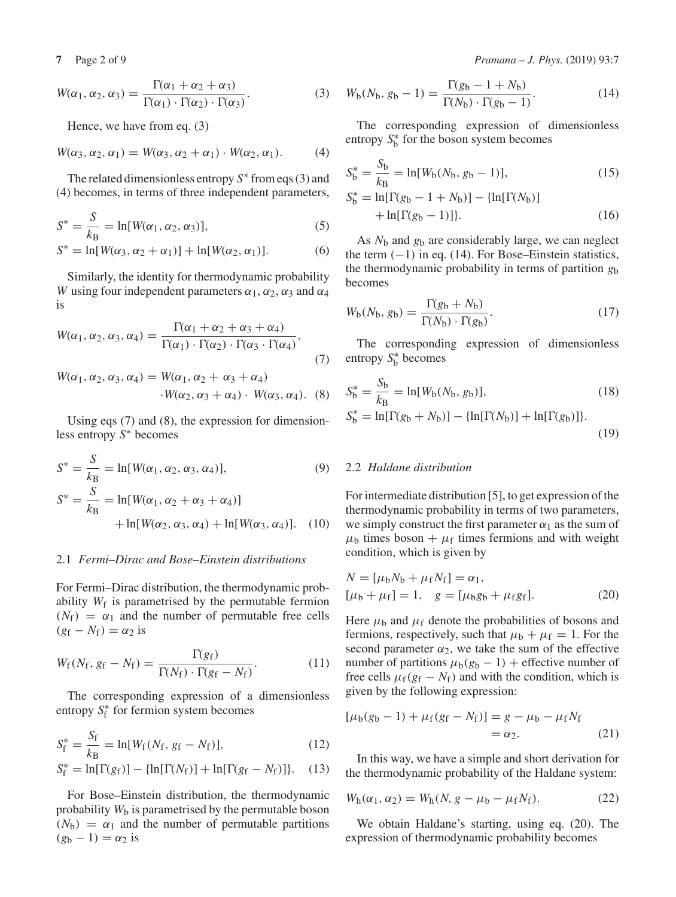$$W(\alpha_1, \alpha_2, \alpha_3) = \frac{\Gamma(\alpha_1 + \alpha_2 + \alpha_3)}{\Gamma(\alpha_1) \cdot \Gamma(\alpha_2) \cdot \Gamma(\alpha_3)}. \tag{3}$$

Hence, we have from eq. (3)

$$W(\alpha_3, \alpha_2, \alpha_1) = W(\alpha_3, \alpha_2 + \alpha_1) \cdot W(\alpha_2, \alpha_1). \tag{4}$$

The related dimensionless entropy $S^*$ from eqs (3) and (4) becomes, in terms of three independent parameters,

$$S^* = \frac{S}{k_B} = \ln[W(\alpha_1, \alpha_2, \alpha_3)], \tag{5}$$

$$S^* = \ln[W(\alpha_3, \alpha_2 + \alpha_1)] + \ln[W(\alpha_2, \alpha_1)]. \tag{6}$$

Similarly, the identity for thermodynamic probability $W$ using four independent parameters $\alpha_1$, $\alpha_2$, $\alpha_3$ and $\alpha_4$ is

$$W(\alpha_1, \alpha_2, \alpha_3, \alpha_4) = \frac{\Gamma(\alpha_1 + \alpha_2 + \alpha_3 + \alpha_4)}{\Gamma(\alpha_1) \cdot \Gamma(\alpha_2) \cdot \Gamma(\alpha_3 \cdot \Gamma(\alpha_4)}, \tag{7}$$

$$W(\alpha_1, \alpha_2, \alpha_3, \alpha_4) = W(\alpha_1, \alpha_2 + \alpha_3 + \alpha_4) \cdot W(\alpha_2, \alpha_3 + \alpha_4) \cdot W(\alpha_3, \alpha_4). \tag{8}$$

Using eqs (7) and (8), the expression for dimensionless entropy $S^*$ becomes

$$S^* = \frac{S}{k_B} = \ln[W(\alpha_1, \alpha_2, \alpha_3, \alpha_4)], \tag{9}$$

$$S^* = \frac{S}{k_B} = \ln[W(\alpha_1, \alpha_2 + \alpha_3 + \alpha_4)] + \ln[W(\alpha_2, \alpha_3, \alpha_4) + \ln[W(\alpha_3, \alpha_4)]. \tag{10}$$

### 2.1 *Fermi–Dirac and Bose–Einstein distributions*

For Fermi–Dirac distribution, the thermodynamic probability $W_f$ is parametrised by the permutable fermion $(N_f) = \alpha_1$ and the number of permutable free cells $(g_f - N_f) = \alpha_2$ is

$$W_f(N_f, g_f - N_f) = \frac{\Gamma(g_f)}{\Gamma(N_f) \cdot \Gamma(g_f - N_f)}. \tag{11}$$

The corresponding expression of a dimensionless entropy $S_f^*$ for fermion system becomes

$$S_f^* = \frac{S_f}{k_B} = \ln[W_f(N_f, g_f - N_f)], \tag{12}$$

$$S_f^* = \ln[\Gamma(g_f)] - \{\ln[\Gamma(N_f)] + \ln[\Gamma(g_f - N_f)]\}. \tag{13}$$

For Bose–Einstein distribution, the thermodynamic probability $W_b$ is parametrised by the permutable boson $(N_b) = \alpha_1$ and the number of permutable partitions $(g_b - 1) = \alpha_2$ is

$$W_b(N_b, g_b - 1) = \frac{\Gamma(g_b - 1 + N_b)}{\Gamma(N_b) \cdot \Gamma(g_b - 1)}. \tag{14}$$

The corresponding expression of dimensionless entropy $S_b^*$ for the boson system becomes

$$S_b^* = \frac{S_b}{k_B} = \ln[W_b(N_b, g_b - 1)], \tag{15}$$

$$S_b^* = \ln[\Gamma(g_b - 1 + N_b)] - \{\ln[\Gamma(N_b)] + \ln[\Gamma(g_b - 1)]\}. \tag{16}$$

As $N_b$ and $g_b$ are considerably large, we can neglect the term $(-1)$ in eq. (14). For Bose–Einstein statistics, the thermodynamic probability in terms of partition $g_b$ becomes

$$W_b(N_b, g_b) = \frac{\Gamma(g_b + N_b)}{\Gamma(N_b) \cdot \Gamma(g_b)}. \tag{17}$$

The corresponding expression of dimensionless entropy $S_b^*$ becomes

$$S_b^* = \frac{S_b}{k_B} = \ln[W_b(N_b, g_b)], \tag{18}$$

$$S_b^* = \ln[\Gamma(g_b + N_b)] - \{\ln[\Gamma(N_b)] + \ln[\Gamma(g_b)]\}. \tag{19}$$

### 2.2 *Haldane distribution*

For intermediate distribution [5], to get expression of the thermodynamic probability in terms of two parameters, we simply construct the first parameter $\alpha_1$ as the sum of $\mu_b$ times boson + $\mu_f$ times fermions and with weight condition, which is given by

$$N = [\mu_b N_b + \mu_f N_f] = \alpha_1,$$
$$[\mu_b + \mu_f] = 1, \quad g = [\mu_b g_b + \mu_f g_f]. \tag{20}$$

Here $\mu_b$ and $\mu_f$ denote the probabilities of bosons and fermions, respectively, such that $\mu_b + \mu_f = 1$. For the second parameter $\alpha_2$, we take the sum of the effective number of partitions $\mu_b(g_b - 1)$ + effective number of free cells $\mu_f(g_f - N_f)$ and with the condition, which is given by the following expression:

$$[\mu_b(g_b - 1) + \mu_f(g_f - N_f)] = g - \mu_b - \mu_f N_f = \alpha_2. \tag{21}$$

In this way, we have a simple and short derivation for the thermodynamic probability of the Haldane system:

$$W_h(\alpha_1, \alpha_2) = W_h(N, g - \mu_b - \mu_f N_f). \tag{22}$$

We obtain Haldane's starting, using eq. (20). The expression of thermodynamic probability becomes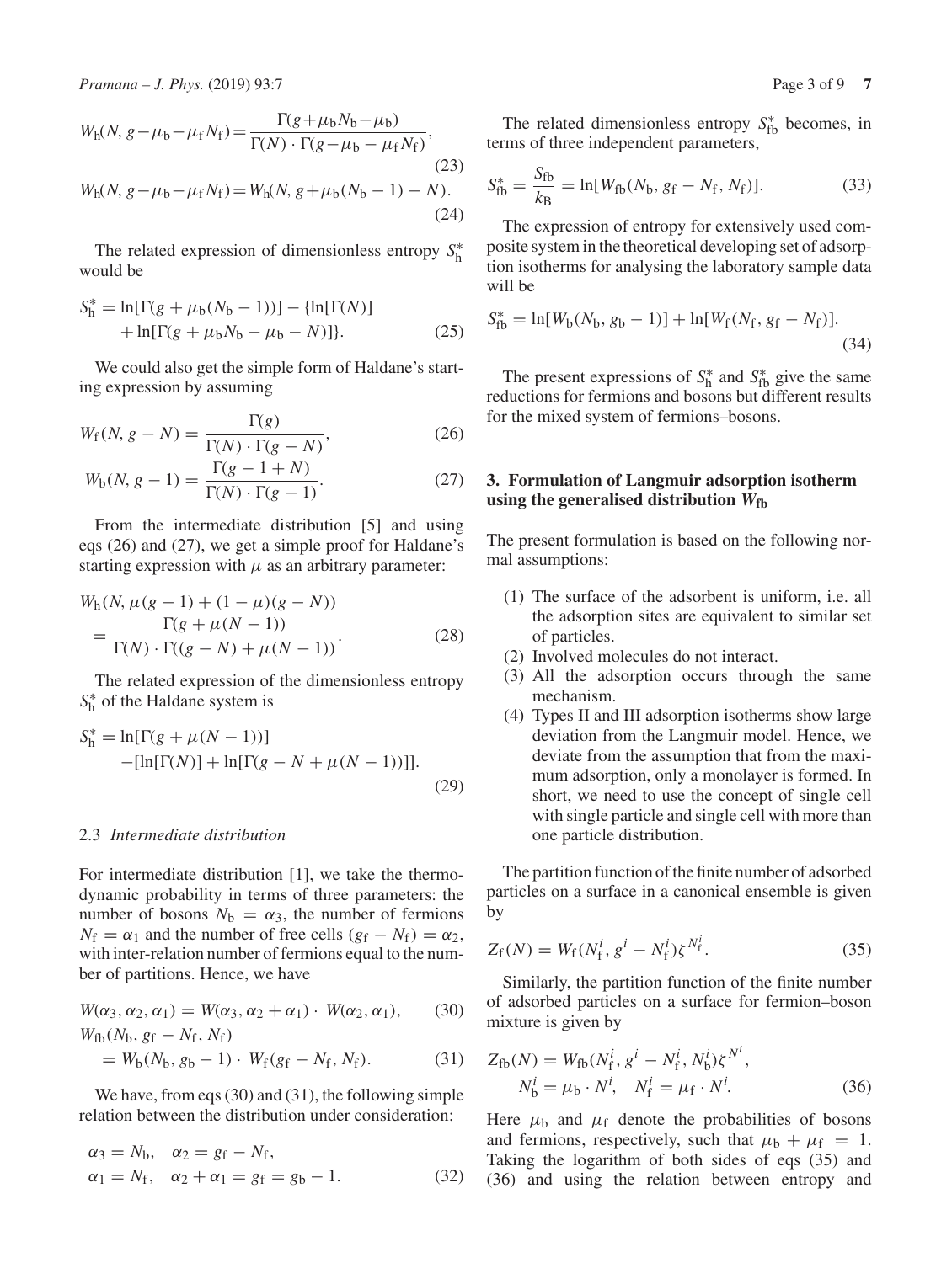$$W_{\mathrm{h}}(N, g-\mu_{\mathrm{b}}-\mu_{\mathrm{f}}N_{\mathrm{f}}) = \frac{\Gamma(g+\mu_{\mathrm{b}}N_{\mathrm{b}}-\mu_{\mathrm{b}})}{\Gamma(N)\cdot\Gamma(g-\mu_{\mathrm{b}}-\mu_{\mathrm{f}}N_{\mathrm{f}})}, \tag{23}$$

$$W_{\mathrm{h}}(N, g-\mu_{\mathrm{b}}-\mu_{\mathrm{f}}N_{\mathrm{f}}) = W_{\mathrm{h}}(N, g+\mu_{\mathrm{b}}(N_{\mathrm{b}}-1)-N). \tag{24}$$

The related expression of dimensionless entropy $S^*_{\mathrm{h}}$ would be

$$S^*_{\mathrm{h}} = \ln[\Gamma(g+\mu_{\mathrm{b}}(N_{\mathrm{b}}-1))] - \{\ln[\Gamma(N)] + \ln[\Gamma(g+\mu_{\mathrm{b}}N_{\mathrm{b}}-\mu_{\mathrm{b}}-N)]\}. \tag{25}$$

We could also get the simple form of Haldane's starting expression by assuming

$$W_{\mathrm{f}}(N, g-N) = \frac{\Gamma(g)}{\Gamma(N)\cdot\Gamma(g-N)}, \tag{26}$$

$$W_{\mathrm{b}}(N, g-1) = \frac{\Gamma(g-1+N)}{\Gamma(N)\cdot\Gamma(g-1)}. \tag{27}$$

From the intermediate distribution [5] and using eqs (26) and (27), we get a simple proof for Haldane's starting expression with $\mu$ as an arbitrary parameter:

$$W_{\mathrm{h}}(N, \mu(g-1)+(1-\mu)(g-N)) = \frac{\Gamma(g+\mu(N-1))}{\Gamma(N)\cdot\Gamma((g-N)+\mu(N-1))}. \tag{28}$$

The related expression of the dimensionless entropy $S^*_{\mathrm{h}}$ of the Haldane system is

$$S^*_{\mathrm{h}} = \ln[\Gamma(g+\mu(N-1))] - [\ln[\Gamma(N)] + \ln[\Gamma(g-N+\mu(N-1))]]. \tag{29}$$

### 2.3 *Intermediate distribution*

For intermediate distribution [1], we take the thermodynamic probability in terms of three parameters: the number of bosons $N_{\mathrm{b}} = \alpha_3$, the number of fermions $N_{\mathrm{f}} = \alpha_1$ and the number of free cells $(g_{\mathrm{f}} - N_{\mathrm{f}}) = \alpha_2$, with inter-relation number of fermions equal to the number of partitions. Hence, we have

$$W(\alpha_3, \alpha_2, \alpha_1) = W(\alpha_3, \alpha_2+\alpha_1)\cdot W(\alpha_2, \alpha_1), \tag{30}$$

$$W_{\mathrm{fb}}(N_{\mathrm{b}}, g_{\mathrm{f}}-N_{\mathrm{f}}, N_{\mathrm{f}}) = W_{\mathrm{b}}(N_{\mathrm{b}}, g_{\mathrm{b}}-1)\cdot W_{\mathrm{f}}(g_{\mathrm{f}}-N_{\mathrm{f}}, N_{\mathrm{f}}). \tag{31}$$

We have, from eqs (30) and (31), the following simple relation between the distribution under consideration:

$$\alpha_3 = N_{\mathrm{b}}, \quad \alpha_2 = g_{\mathrm{f}} - N_{\mathrm{f}}, \quad \alpha_1 = N_{\mathrm{f}}, \quad \alpha_2+\alpha_1 = g_{\mathrm{f}} = g_{\mathrm{b}}-1. \tag{32}$$

The related dimensionless entropy $S^*_{\mathrm{fb}}$ becomes, in terms of three independent parameters,

$$S^*_{\mathrm{fb}} = \frac{S_{\mathrm{fb}}}{k_{\mathrm{B}}} = \ln[W_{\mathrm{fb}}(N_{\mathrm{b}}, g_{\mathrm{f}}-N_{\mathrm{f}}, N_{\mathrm{f}})]. \tag{33}$$

The expression of entropy for extensively used composite system in the theoretical developing set of adsorption isotherms for analysing the laboratory sample data will be

$$S^*_{\mathrm{fb}} = \ln[W_{\mathrm{b}}(N_{\mathrm{b}}, g_{\mathrm{b}}-1)] + \ln[W_{\mathrm{f}}(N_{\mathrm{f}}, g_{\mathrm{f}}-N_{\mathrm{f}})]. \tag{34}$$

The present expressions of $S^*_{\mathrm{h}}$ and $S^*_{\mathrm{fb}}$ give the same reductions for fermions and bosons but different results for the mixed system of fermions–bosons.

## 3. Formulation of Langmuir adsorption isotherm using the generalised distribution $W_{\mathrm{fb}}$

The present formulation is based on the following normal assumptions:

1. The surface of the adsorbent is uniform, i.e. all the adsorption sites are equivalent to similar set of particles.
2. Involved molecules do not interact.
3. All the adsorption occurs through the same mechanism.
4. Types II and III adsorption isotherms show large deviation from the Langmuir model. Hence, we deviate from the assumption that from the maximum adsorption, only a monolayer is formed. In short, we need to use the concept of single cell with single particle and single cell with more than one particle distribution.

The partition function of the finite number of adsorbed particles on a surface in a canonical ensemble is given by

$$Z_{\mathrm{f}}(N) = W_{\mathrm{f}}(N^i_{\mathrm{f}}, g^i - N^i_{\mathrm{f}})\zeta^{N^i_{\mathrm{f}}}. \tag{35}$$

Similarly, the partition function of the finite number of adsorbed particles on a surface for fermion–boson mixture is given by

$$Z_{\mathrm{fb}}(N) = W_{\mathrm{fb}}(N^i_{\mathrm{f}}, g^i - N^i_{\mathrm{f}}, N^i_{\mathrm{b}})\zeta^{N^i}, \quad N^i_{\mathrm{b}} = \mu_{\mathrm{b}}\cdot N^i, \quad N^i_{\mathrm{f}} = \mu_{\mathrm{f}}\cdot N^i. \tag{36}$$

Here $\mu_{\mathrm{b}}$ and $\mu_{\mathrm{f}}$ denote the probabilities of bosons and fermions, respectively, such that $\mu_{\mathrm{b}} + \mu_{\mathrm{f}} = 1$. Taking the logarithm of both sides of eqs (35) and (36) and using the relation between entropy and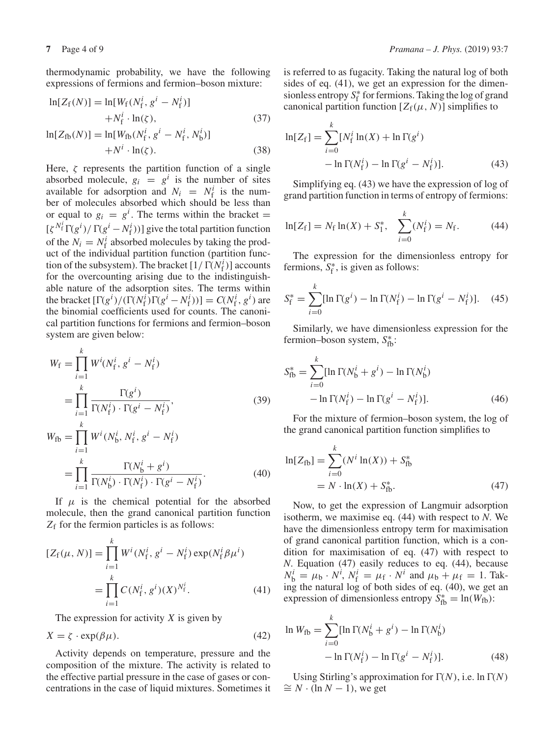thermodynamic probability, we have the following expressions of fermions and fermion–boson mixture:

$$\ln[Z_{\mathrm{f}}(N)] = \ln[W_{\mathrm{f}}(N_{\mathrm{f}}^{i}, g^{i} - N_{\mathrm{f}}^{i})] + N_{\mathrm{f}}^{i} \cdot \ln(\zeta), \tag{37}$$

$$\ln[Z_{\mathrm{fb}}(N)] = \ln[W_{\mathrm{fb}}(N_{\mathrm{f}}^{i}, g^{i} - N_{\mathrm{f}}^{i}, N_{\mathrm{b}}^{i})] + N^{i} \cdot \ln(\zeta). \tag{38}$$

Here, $\zeta$ represents the partition function of a single absorbed molecule, $g_i = g^i$ is the number of sites available for adsorption and $N_i = N_{\mathrm{f}}^i$ is the number of molecules absorbed which should be less than or equal to $g_i = g^i$. The terms within the bracket $= [\zeta^{N_{\mathrm{f}}^i}\Gamma(g^i)/\Gamma(g^i - N_{\mathrm{f}}^i))]$ give the total partition function of the $N_i = N_{\mathrm{f}}^i$ absorbed molecules by taking the product of the individual partition function (partition function of the subsystem). The bracket $[1/\Gamma(N_{\mathrm{f}}^i)]$ accounts for the overcounting arising due to the indistinguishable nature of the adsorption sites. The terms within the bracket $[\Gamma(g^i)/(\Gamma(N_{\mathrm{f}}^i)\Gamma(g^i - N_{\mathrm{f}}^i))] = C(N_{\mathrm{f}}^i, g^i)$ are the binomial coefficients used for counts. The canonical partition functions for fermions and fermion–boson system are given below:

$$W_{\mathrm{f}} = \prod_{i=1}^{k} W^{i}(N_{\mathrm{f}}^{i}, g^{i} - N_{\mathrm{f}}^{i}) = \prod_{i=1}^{k} \frac{\Gamma(g^{i})}{\Gamma(N_{\mathrm{f}}^{i}) \cdot \Gamma(g^{i} - N_{\mathrm{f}}^{i})}, \tag{39}$$

$$W_{\mathrm{fb}} = \prod_{i=1}^{k} W^{i}(N_{\mathrm{b}}^{i}, N_{\mathrm{f}}^{i}, g^{i} - N_{\mathrm{f}}^{i}) = \prod_{i=1}^{k} \frac{\Gamma(N_{\mathrm{b}}^{i} + g^{i})}{\Gamma(N_{\mathrm{b}}^{i}) \cdot \Gamma(N_{\mathrm{f}}^{i}) \cdot \Gamma(g^{i} - N_{\mathrm{f}}^{i})}. \tag{40}$$

If $\mu$ is the chemical potential for the absorbed molecule, then the grand canonical partition function $Z_{\mathrm{f}}$ for the fermion particles is as follows:

$$[Z_{\mathrm{f}}(\mu, N)] = \prod_{i=1}^{k} W^{i}(N_{\mathrm{f}}^{i}, g^{i} - N_{\mathrm{f}}^{i}) \exp(N_{\mathrm{f}}^{i} \beta \mu^{i}) = \prod_{i=1}^{k} C(N_{\mathrm{f}}^{i}, g^{i})(X)^{N_{\mathrm{f}}^{i}}. \tag{41}$$

The expression for activity $X$ is given by

$$X = \zeta \cdot \exp(\beta\mu). \tag{42}$$

Activity depends on temperature, pressure and the composition of the mixture. The activity is related to the effective partial pressure in the case of gases or concentrations in the case of liquid mixtures. Sometimes it is referred to as fugacity. Taking the natural log of both sides of eq. (41), we get an expression for the dimensionless entropy $S_{\mathrm{f}}^*$ for fermions. Taking the log of grand canonical partition function $[Z_{\mathrm{f}}(\mu, N)]$ simplifies to

$$\ln[Z_{\mathrm{f}}] = \sum_{i=0}^{k} [N_{\mathrm{f}}^{i} \ln(X) + \ln\Gamma(g^{i}) - \ln\Gamma(N_{\mathrm{f}}^{i}) - \ln\Gamma(g^{i} - N_{\mathrm{f}}^{i})]. \tag{43}$$

Simplifying eq. (43) we have the expression of log of grand partition function in terms of entropy of fermions:

$$\ln[Z_{\mathrm{f}}] = N_{\mathrm{f}} \ln(X) + S_{1}^{*}, \quad \sum_{i=0}^{k} (N_{\mathrm{f}}^{i}) = N_{\mathrm{f}}. \tag{44}$$

The expression for the dimensionless entropy for fermions, $S_{\mathrm{f}}^*$, is given as follows:

$$S_{\mathrm{f}}^{*} = \sum_{i=0}^{k} [\ln\Gamma(g^{i}) - \ln\Gamma(N_{\mathrm{f}}^{i}) - \ln\Gamma(g^{i} - N_{\mathrm{f}}^{i})]. \tag{45}$$

Similarly, we have dimensionless expression for the fermion–boson system, $S_{\mathrm{fb}}^*$:

$$S_{\mathrm{fb}}^{*} = \sum_{i=0}^{k} [\ln\Gamma(N_{\mathrm{b}}^{i} + g^{i}) - \ln\Gamma(N_{\mathrm{b}}^{i}) - \ln\Gamma(N_{\mathrm{f}}^{i}) - \ln\Gamma(g^{i} - N_{\mathrm{f}}^{i})]. \tag{46}$$

For the mixture of fermion–boson system, the log of the grand canonical partition function simplifies to

$$\ln[Z_{\mathrm{fb}}] = \sum_{i=0}^{k} (N^{i} \ln(X)) + S_{\mathrm{fb}}^{*} = N \cdot \ln(X) + S_{\mathrm{fb}}^{*}. \tag{47}$$

Now, to get the expression of Langmuir adsorption isotherm, we maximise eq. (44) with respect to $N$. We have the dimensionless entropy term for maximisation of grand canonical partition function, which is a condition for maximisation of eq. (47) with respect to $N$. Equation (47) easily reduces to eq. (44), because $N_{\mathrm{b}}^i = \mu_{\mathrm{b}} \cdot N^i$, $N_{\mathrm{f}}^i = \mu_{\mathrm{f}} \cdot N^i$ and $\mu_{\mathrm{b}} + \mu_{\mathrm{f}} = 1$. Taking the natural log of both sides of eq. (40), we get an expression of dimensionless entropy $S_{\mathrm{fb}}^* = \ln(W_{\mathrm{fb}})$:

$$\ln W_{\mathrm{fb}} = \sum_{i=0}^{k} [\ln\Gamma(N_{\mathrm{b}}^{i} + g^{i}) - \ln\Gamma(N_{\mathrm{b}}^{i}) - \ln\Gamma(N_{\mathrm{f}}^{i}) - \ln\Gamma(g^{i} - N_{\mathrm{f}}^{i})]. \tag{48}$$

Using Stirling's approximation for $\Gamma(N)$, i.e. $\ln\Gamma(N) \cong N \cdot (\ln N - 1)$, we get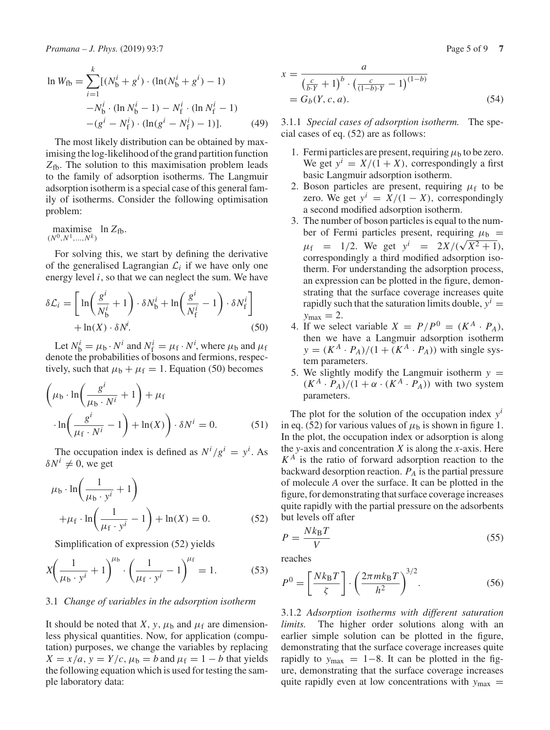$$
\begin{aligned}
\ln W_{\rm fb} = \sum_{i=1}^{k} [ & (N_{\rm b}^i + g^i) \cdot (\ln(N_{\rm b}^i + g^i) - 1) \\
& - N_{\rm b}^i \cdot (\ln N_{\rm b}^i - 1) - N_{\rm f}^i \cdot (\ln N_{\rm f}^i - 1) \\
& - (g^i - N_{\rm f}^i) \cdot (\ln(g^i - N_{\rm f}^i) - 1)]. \qquad (49)
\end{aligned}
$$

The most likely distribution can be obtained by maximising the log-likelihood of the grand partition function $Z_{\rm fb}$. The solution to this maximisation problem leads to the family of adsorption isotherms. The Langmuir adsorption isotherm is a special case of this general family of isotherms. Consider the following optimisation problem:

$$
\underset{(N^0, N^1, \ldots, N^k)}{\text{maximise}} \quad \ln Z_{\rm fb}.
$$

For solving this, we start by defining the derivative of the generalised Lagrangian $\mathcal{L}_i$ if we have only one energy level $i$, so that we can neglect the sum. We have

$$
\delta \mathcal{L}_i = \left[ \ln\left( \frac{g^i}{N_{\rm b}^i} + 1 \right) \cdot \delta N_{\rm b}^i + \ln\left( \frac{g^i}{N_{\rm f}^i} - 1 \right) \cdot \delta N_{\rm f}^i \right] + \ln(X) \cdot \delta N^i. \qquad (50)
$$

Let $N_{\rm b}^i = \mu_{\rm b} \cdot N^i$ and $N_{\rm f}^i = \mu_{\rm f} \cdot N^i$, where $\mu_{\rm b}$ and $\mu_{\rm f}$ denote the probabilities of bosons and fermions, respectively, such that $\mu_{\rm b} + \mu_{\rm f} = 1$. Equation (50) becomes

$$
\left( \mu_{\rm b} \cdot \ln\left( \frac{g^i}{\mu_{\rm b} \cdot N^i} + 1 \right) + \mu_{\rm f} \cdot \ln\left( \frac{g^i}{\mu_{\rm f} \cdot N^i} - 1 \right) + \ln(X) \right) \cdot \delta N^i = 0. \qquad (51)
$$

The occupation index is defined as $N^i/g^i = y^i$. As $\delta N^i \neq 0$, we get

$$
\mu_{\rm b} \cdot \ln\left( \frac{1}{\mu_{\rm b} \cdot y^i} + 1 \right) + \mu_{\rm f} \cdot \ln\left( \frac{1}{\mu_{\rm f} \cdot y^i} - 1 \right) + \ln(X) = 0. \qquad (52)
$$

Simplification of expression (52) yields

$$
X \left( \frac{1}{\mu_{\rm b} \cdot y^i} + 1 \right)^{\mu_{\rm b}} \cdot \left( \frac{1}{\mu_{\rm f} \cdot y^i} - 1 \right)^{\mu_{\rm f}} = 1. \qquad (53)
$$

### 3.1 *Change of variables in the adsorption isotherm*

It should be noted that $X$, $y$, $\mu_{\rm b}$ and $\mu_{\rm f}$ are dimensionless physical quantities. Now, for application (computation) purposes, we change the variables by replacing $X = x/a$, $y = Y/c$, $\mu_{\rm b} = b$ and $\mu_{\rm f} = 1 - b$ that yields the following equation which is used for testing the sample laboratory data:

$$
\begin{aligned}
x &= \frac{a}{\left( \frac{c}{b \cdot Y} + 1 \right)^b \cdot \left( \frac{c}{(1-b) \cdot Y} - 1 \right)^{(1-b)}} \\
&= G_b(Y, c, a). \qquad (54)
\end{aligned}
$$

#### 3.1.1 *Special cases of adsorption isotherm.*

The special cases of eq. (52) are as follows:

1. Fermi particles are present, requiring $\mu_{\rm b}$ to be zero. We get $y^i = X/(1 + X)$, correspondingly a first basic Langmuir adsorption isotherm.
2. Boson particles are present, requiring $\mu_{\rm f}$ to be zero. We get $y^i = X/(1 - X)$, correspondingly a second modified adsorption isotherm.
3. The number of boson particles is equal to the number of Fermi particles present, requiring $\mu_{\rm b} = \mu_{\rm f} = 1/2$. We get $y^i = 2X/(\sqrt{X^2 + 1})$, correspondingly a third modified adsorption isotherm. For understanding the adsorption process, an expression can be plotted in the figure, demonstrating that the surface coverage increases quite rapidly such that the saturation limits double, $y^i = y_{\max} = 2$.
4. If we select variable $X = P/P^0 = (K^A \cdot P_A)$, then we have a Langmuir adsorption isotherm $y = (K^A \cdot P_A)/(1 + (K^A \cdot P_A))$ with single system parameters.
5. We slightly modify the Langmuir isotherm $y = (K^A \cdot P_A)/(1 + \alpha \cdot (K^A \cdot P_A))$ with two system parameters.

The plot for the solution of the occupation index $y^i$ in eq. (52) for various values of $\mu_{\rm b}$ is shown in figure 1. In the plot, the occupation index or adsorption is along the $y$-axis and concentration $X$ is along the $x$-axis. Here $K^A$ is the ratio of forward adsorption reaction to the backward desorption reaction. $P_A$ is the partial pressure of molecule $A$ over the surface. It can be plotted in the figure, for demonstrating that surface coverage increases quite rapidly with the partial pressure on the adsorbents but levels off after

$$
P = \frac{N k_{\rm B} T}{V} \qquad (55)
$$

reaches

$$
P^0 = \left[ \frac{N k_{\rm B} T}{\zeta} \right] \cdot \left( \frac{2\pi m k_{\rm B} T}{h^2} \right)^{3/2}. \qquad (56)
$$

#### 3.1.2 *Adsorption isotherms with different saturation limits.*

The higher order solutions along with an earlier simple solution can be plotted in the figure, demonstrating that the surface coverage increases quite rapidly to $y_{\max} = 1-8$. It can be plotted in the figure, demonstrating that the surface coverage increases quite rapidly even at low concentrations with $y_{\max} =$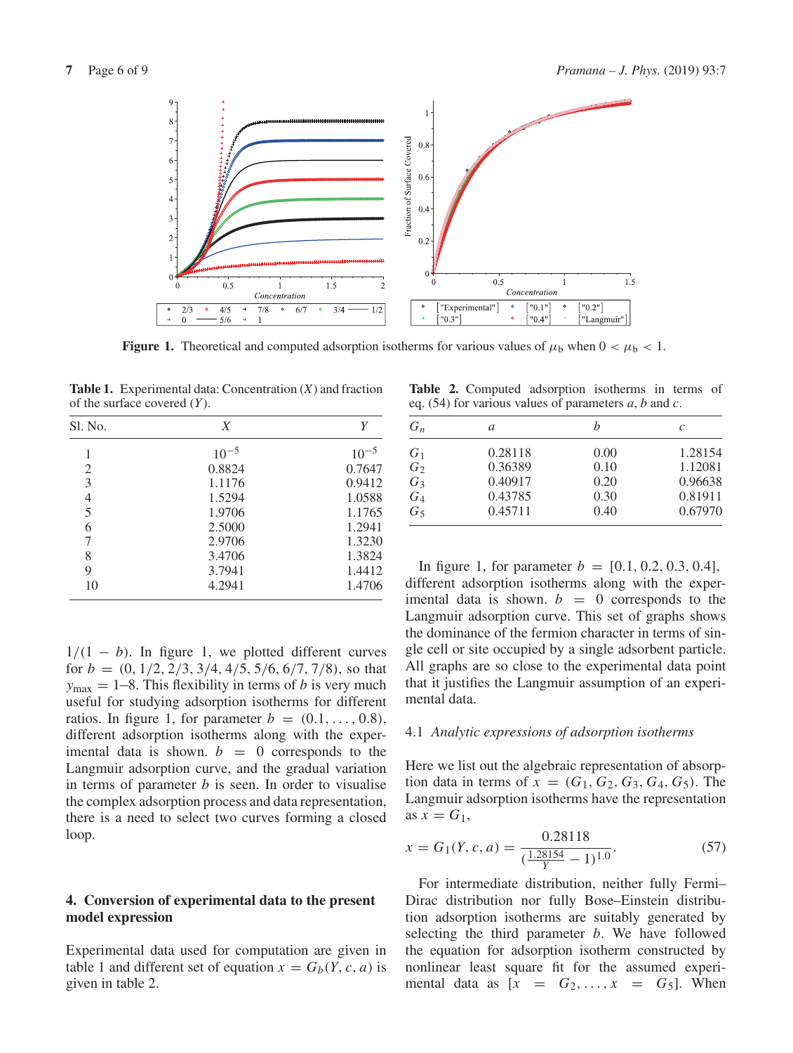**Figure 1.** Theoretical and computed adsorption isotherms for various values of $\mu_b$ when $0 < \mu_b < 1$.

**Table 1.** Experimental data: Concentration ($X$) and fraction of the surface covered ($Y$).

| Sl. No. | $X$ | $Y$ |
|---|---|---|
| 1 | $10^{-5}$ | $10^{-5}$ |
| 2 | 0.8824 | 0.7647 |
| 3 | 1.1176 | 0.9412 |
| 4 | 1.5294 | 1.0588 |
| 5 | 1.9706 | 1.1765 |
| 6 | 2.5000 | 1.2941 |
| 7 | 2.9706 | 1.3230 |
| 8 | 3.4706 | 1.3824 |
| 9 | 3.7941 | 1.4412 |
| 10 | 4.2941 | 1.4706 |

$1/(1-b)$. In figure 1, we plotted different curves for $b = (0, 1/2, 2/3, 3/4, 4/5, 5/6, 6/7, 7/8)$, so that $y_{\max} = 1$–$8$. This flexibility in terms of $b$ is very much useful for studying adsorption isotherms for different ratios. In figure 1, for parameter $b = (0.1, \ldots, 0.8)$, different adsorption isotherms along with the experimental data is shown. $b = 0$ corresponds to the Langmuir adsorption curve, and the gradual variation in terms of parameter $b$ is seen. In order to visualise the complex adsorption process and data representation, there is a need to select two curves forming a closed loop.

## 4. Conversion of experimental data to the present model expression

Experimental data used for computation are given in table 1 and different set of equation $x = G_b(Y, c, a)$ is given in table 2.

**Table 2.** Computed adsorption isotherms in terms of eq. (54) for various values of parameters $a$, $b$ and $c$.

| $G_n$ | $a$ | $b$ | $c$ |
|---|---|---|---|
| $G_1$ | 0.28118 | 0.00 | 1.28154 |
| $G_2$ | 0.36389 | 0.10 | 1.12081 |
| $G_3$ | 0.40917 | 0.20 | 0.96638 |
| $G_4$ | 0.43785 | 0.30 | 0.81911 |
| $G_5$ | 0.45711 | 0.40 | 0.67970 |

In figure 1, for parameter $b = [0.1, 0.2, 0.3, 0.4]$, different adsorption isotherms along with the experimental data is shown. $b = 0$ corresponds to the Langmuir adsorption curve. This set of graphs shows the dominance of the fermion character in terms of single cell or site occupied by a single adsorbent particle. All graphs are so close to the experimental data point that it justifies the Langmuir assumption of an experimental data.

### 4.1 *Analytic expressions of adsorption isotherms*

Here we list out the algebraic representation of absorption data in terms of $x = (G_1, G_2, G_3, G_4, G_5)$. The Langmuir adsorption isotherms have the representation as $x = G_1$,

$$x = G_1(Y, c, a) = \frac{0.28118}{(\frac{1.28154}{Y} - 1)^{1.0}}. \tag{57}$$

For intermediate distribution, neither fully Fermi–Dirac distribution nor fully Bose–Einstein distribution adsorption isotherms are suitably generated by selecting the third parameter $b$. We have followed the equation for adsorption isotherm constructed by nonlinear least square fit for the assumed experimental data as $[x = G_2, \ldots, x = G_5]$. When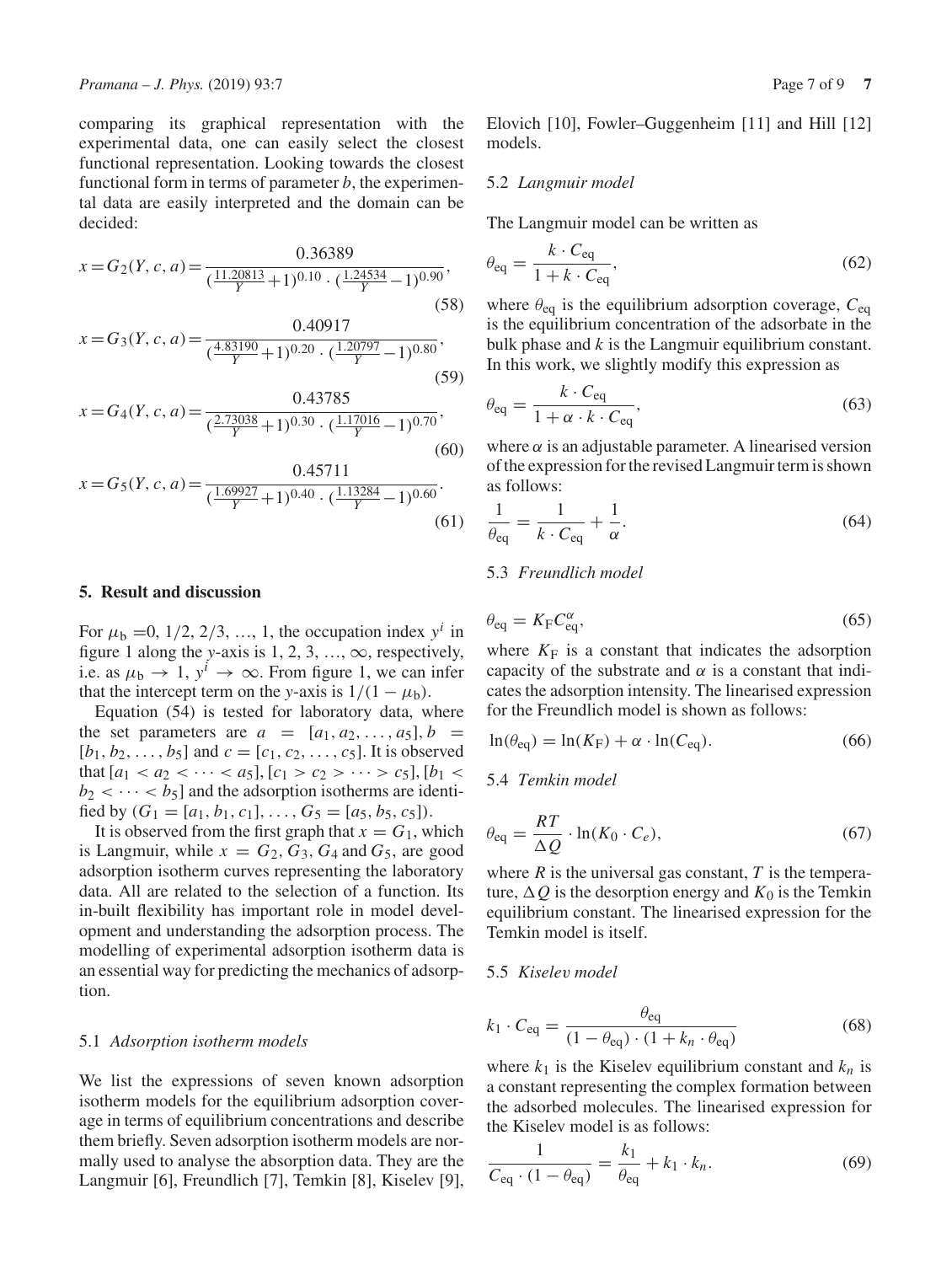comparing its graphical representation with the experimental data, one can easily select the closest functional representation. Looking towards the closest functional form in terms of parameter $b$, the experimental data are easily interpreted and the domain can be decided:

$$x = G_2(Y, c, a) = \frac{0.36389}{(\frac{11.20813}{Y}+1)^{0.10} \cdot (\frac{1.24534}{Y}-1)^{0.90}}, \tag{58}$$

$$x = G_3(Y, c, a) = \frac{0.40917}{(\frac{4.83190}{Y}+1)^{0.20} \cdot (\frac{1.20797}{Y}-1)^{0.80}}, \tag{59}$$

$$x = G_4(Y, c, a) = \frac{0.43785}{(\frac{2.73038}{Y}+1)^{0.30} \cdot (\frac{1.17016}{Y}-1)^{0.70}}, \tag{60}$$

$$x = G_5(Y, c, a) = \frac{0.45711}{(\frac{1.69927}{Y}+1)^{0.40} \cdot (\frac{1.13284}{Y}-1)^{0.60}}. \tag{61}$$

## 5. Result and discussion

For $\mu_b = 0, 1/2, 2/3, \ldots, 1$, the occupation index $y^i$ in figure 1 along the $y$-axis is $1, 2, 3, \ldots, \infty$, respectively, i.e. as $\mu_b \to 1$, $y^i \to \infty$. From figure 1, we can infer that the intercept term on the $y$-axis is $1/(1-\mu_b)$.

Equation (54) is tested for laboratory data, where the set parameters are $a = [a_1, a_2, \ldots, a_5]$, $b = [b_1, b_2, \ldots, b_5]$ and $c = [c_1, c_2, \ldots, c_5]$. It is observed that $[a_1 < a_2 < \cdots < a_5]$, $[c_1 > c_2 > \cdots > c_5]$, $[b_1 < b_2 < \cdots < b_5]$ and the adsorption isotherms are identified by $(G_1 = [a_1, b_1, c_1], \ldots, G_5 = [a_5, b_5, c_5])$.

It is observed from the first graph that $x = G_1$, which is Langmuir, while $x = G_2, G_3, G_4$ and $G_5$, are good adsorption isotherm curves representing the laboratory data. All are related to the selection of a function. Its in-built flexibility has important role in model development and understanding the adsorption process. The modelling of experimental adsorption isotherm data is an essential way for predicting the mechanics of adsorption.

### 5.1 *Adsorption isotherm models*

We list the expressions of seven known adsorption isotherm models for the equilibrium adsorption coverage in terms of equilibrium concentrations and describe them briefly. Seven adsorption isotherm models are normally used to analyse the absorption data. They are the Langmuir [6], Freundlich [7], Temkin [8], Kiselev [9], Elovich [10], Fowler–Guggenheim [11] and Hill [12] models.

### 5.2 *Langmuir model*

The Langmuir model can be written as

$$\theta_{\text{eq}} = \frac{k \cdot C_{\text{eq}}}{1 + k \cdot C_{\text{eq}}}, \tag{62}$$

where $\theta_{\text{eq}}$ is the equilibrium adsorption coverage, $C_{\text{eq}}$ is the equilibrium concentration of the adsorbate in the bulk phase and $k$ is the Langmuir equilibrium constant. In this work, we slightly modify this expression as

$$\theta_{\text{eq}} = \frac{k \cdot C_{\text{eq}}}{1 + \alpha \cdot k \cdot C_{\text{eq}}}, \tag{63}$$

where $\alpha$ is an adjustable parameter. A linearised version of the expression for the revised Langmuir term is shown as follows:

$$\frac{1}{\theta_{\text{eq}}} = \frac{1}{k \cdot C_{\text{eq}}} + \frac{1}{\alpha}. \tag{64}$$

### 5.3 *Freundlich model*

$$\theta_{\text{eq}} = K_{\text{F}} C_{\text{eq}}^{\alpha}, \tag{65}$$

where $K_{\text{F}}$ is a constant that indicates the adsorption capacity of the substrate and $\alpha$ is a constant that indicates the adsorption intensity. The linearised expression for the Freundlich model is shown as follows:

$$\ln(\theta_{\text{eq}}) = \ln(K_{\text{F}}) + \alpha \cdot \ln(C_{\text{eq}}). \tag{66}$$

### 5.4 *Temkin model*

$$\theta_{\text{eq}} = \frac{RT}{\Delta Q} \cdot \ln(K_0 \cdot C_e), \tag{67}$$

where $R$ is the universal gas constant, $T$ is the temperature, $\Delta Q$ is the desorption energy and $K_0$ is the Temkin equilibrium constant. The linearised expression for the Temkin model is itself.

### 5.5 *Kiselev model*

$$k_1 \cdot C_{\text{eq}} = \frac{\theta_{\text{eq}}}{(1-\theta_{\text{eq}}) \cdot (1 + k_n \cdot \theta_{\text{eq}})} \tag{68}$$

where $k_1$ is the Kiselev equilibrium constant and $k_n$ is a constant representing the complex formation between the adsorbed molecules. The linearised expression for the Kiselev model is as follows:

$$\frac{1}{C_{\text{eq}} \cdot (1-\theta_{\text{eq}})} = \frac{k_1}{\theta_{\text{eq}}} + k_1 \cdot k_n. \tag{69}$$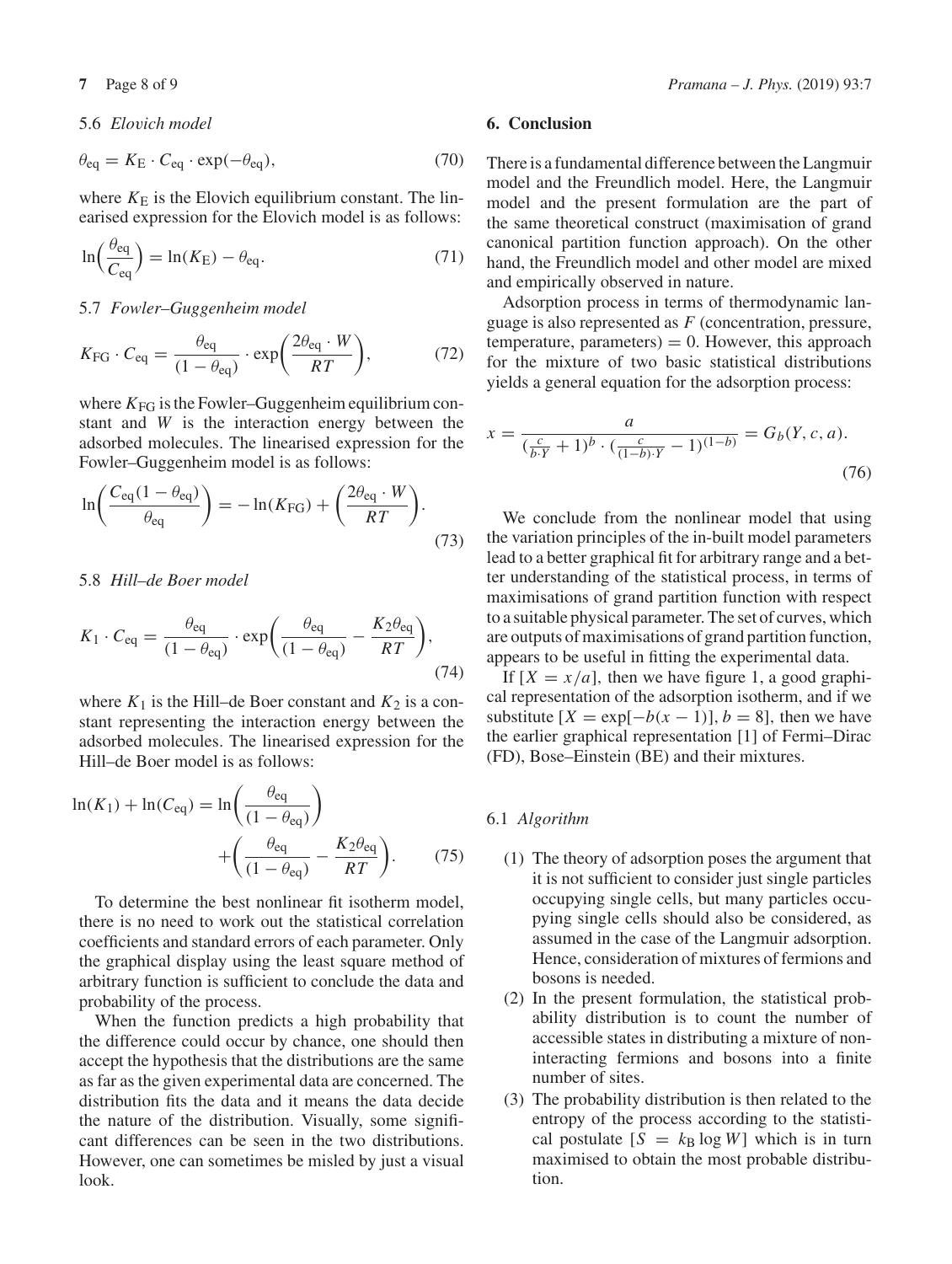### 5.6 *Elovich model*

$$\theta_{\text{eq}} = K_{\text{E}} \cdot C_{\text{eq}} \cdot \exp(-\theta_{\text{eq}}), \tag{70}$$

where $K_{\text{E}}$ is the Elovich equilibrium constant. The linearised expression for the Elovich model is as follows:

$$\ln\left(\frac{\theta_{\text{eq}}}{C_{\text{eq}}}\right) = \ln(K_{\text{E}}) - \theta_{\text{eq}}. \tag{71}$$

### 5.7 *Fowler–Guggenheim model*

$$K_{\text{FG}} \cdot C_{\text{eq}} = \frac{\theta_{\text{eq}}}{(1 - \theta_{\text{eq}})} \cdot \exp\left(\frac{2\theta_{\text{eq}} \cdot W}{RT}\right), \tag{72}$$

where $K_{\text{FG}}$ is the Fowler–Guggenheim equilibrium constant and $W$ is the interaction energy between the adsorbed molecules. The linearised expression for the Fowler–Guggenheim model is as follows:

$$\ln\left(\frac{C_{\text{eq}}(1 - \theta_{\text{eq}})}{\theta_{\text{eq}}}\right) = -\ln(K_{\text{FG}}) + \left(\frac{2\theta_{\text{eq}} \cdot W}{RT}\right). \tag{73}$$

### 5.8 *Hill–de Boer model*

$$K_1 \cdot C_{\text{eq}} = \frac{\theta_{\text{eq}}}{(1 - \theta_{\text{eq}})} \cdot \exp\left(\frac{\theta_{\text{eq}}}{(1 - \theta_{\text{eq}})} - \frac{K_2 \theta_{\text{eq}}}{RT}\right), \tag{74}$$

where $K_1$ is the Hill–de Boer constant and $K_2$ is a constant representing the interaction energy between the adsorbed molecules. The linearised expression for the Hill–de Boer model is as follows:

$$\ln(K_1) + \ln(C_{\text{eq}}) = \ln\left(\frac{\theta_{\text{eq}}}{(1 - \theta_{\text{eq}})}\right) + \left(\frac{\theta_{\text{eq}}}{(1 - \theta_{\text{eq}})} - \frac{K_2 \theta_{\text{eq}}}{RT}\right). \tag{75}$$

To determine the best nonlinear fit isotherm model, there is no need to work out the statistical correlation coefficients and standard errors of each parameter. Only the graphical display using the least square method of arbitrary function is sufficient to conclude the data and probability of the process.

When the function predicts a high probability that the difference could occur by chance, one should then accept the hypothesis that the distributions are the same as far as the given experimental data are concerned. The distribution fits the data and it means the data decide the nature of the distribution. Visually, some significant differences can be seen in the two distributions. However, one can sometimes be misled by just a visual look.

## 6. Conclusion

There is a fundamental difference between the Langmuir model and the Freundlich model. Here, the Langmuir model and the present formulation are the part of the same theoretical construct (maximisation of grand canonical partition function approach). On the other hand, the Freundlich model and other model are mixed and empirically observed in nature.

Adsorption process in terms of thermodynamic language is also represented as $F$ (concentration, pressure, temperature, parameters) $= 0$. However, this approach for the mixture of two basic statistical distributions yields a general equation for the adsorption process:

$$x = \frac{a}{(\frac{c}{b \cdot Y} + 1)^b \cdot (\frac{c}{(1-b) \cdot Y} - 1)^{(1-b)}} = G_b(Y, c, a). \tag{76}$$

We conclude from the nonlinear model that using the variation principles of the in-built model parameters lead to a better graphical fit for arbitrary range and a better understanding of the statistical process, in terms of maximisations of grand partition function with respect to a suitable physical parameter. The set of curves, which are outputs of maximisations of grand partition function, appears to be useful in fitting the experimental data.

If $[X = x/a]$, then we have figure 1, a good graphical representation of the adsorption isotherm, and if we substitute $[X = \exp[-b(x-1)], b = 8]$, then we have the earlier graphical representation [1] of Fermi–Dirac (FD), Bose–Einstein (BE) and their mixtures.

### 6.1 *Algorithm*

1. The theory of adsorption poses the argument that it is not sufficient to consider just single particles occupying single cells, but many particles occupying single cells should also be considered, as assumed in the case of the Langmuir adsorption. Hence, consideration of mixtures of fermions and bosons is needed.
2. In the present formulation, the statistical probability distribution is to count the number of accessible states in distributing a mixture of non-interacting fermions and bosons into a finite number of sites.
3. The probability distribution is then related to the entropy of the process according to the statistical postulate $[S = k_{\text{B}} \log W]$ which is in turn maximised to obtain the most probable distribution.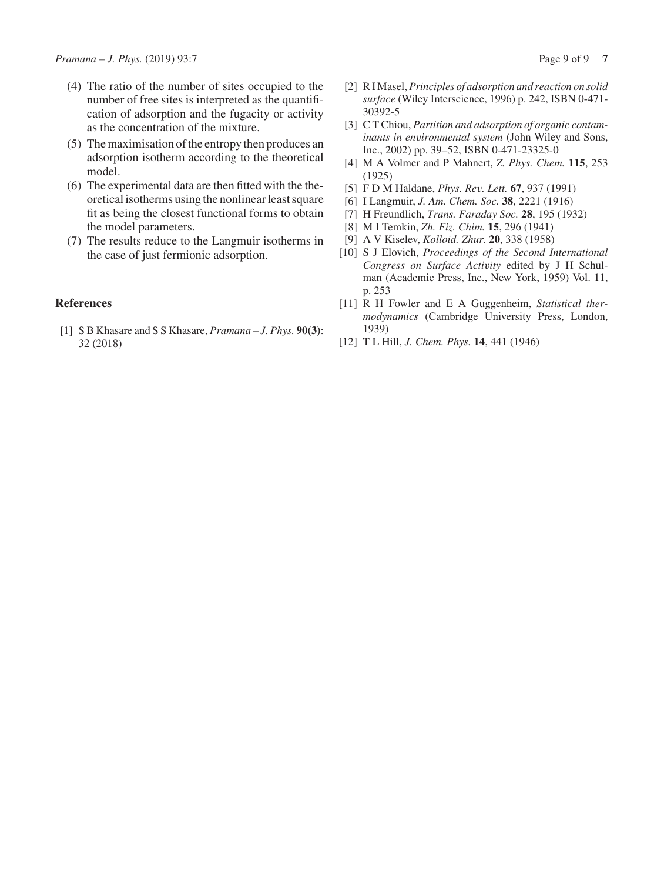(4) The ratio of the number of sites occupied to the number of free sites is interpreted as the quantification of adsorption and the fugacity or activity as the concentration of the mixture.

(5) The maximisation of the entropy then produces an adsorption isotherm according to the theoretical model.

(6) The experimental data are then fitted with the theoretical isotherms using the nonlinear least square fit as being the closest functional forms to obtain the model parameters.

(7) The results reduce to the Langmuir isotherms in the case of just fermionic adsorption.

## References

[1] S B Khasare and S S Khasare, *Pramana – J. Phys.* **90(3)**: 32 (2018)

[2] R I Masel, *Principles of adsorption and reaction on solid surface* (Wiley Interscience, 1996) p. 242, ISBN 0-471-30392-5

[3] C T Chiou, *Partition and adsorption of organic contaminants in environmental system* (John Wiley and Sons, Inc., 2002) pp. 39–52, ISBN 0-471-23325-0

[4] M A Volmer and P Mahnert, *Z. Phys. Chem.* **115**, 253 (1925)

[5] F D M Haldane, *Phys. Rev. Lett.* **67**, 937 (1991)

[6] I Langmuir, *J. Am. Chem. Soc.* **38**, 2221 (1916)

[7] H Freundlich, *Trans. Faraday Soc.* **28**, 195 (1932)

[8] M I Temkin, *Zh. Fiz. Chim.* **15**, 296 (1941)

[9] A V Kiselev, *Kolloid. Zhur.* **20**, 338 (1958)

[10] S J Elovich, *Proceedings of the Second International Congress on Surface Activity* edited by J H Schulman (Academic Press, Inc., New York, 1959) Vol. 11, p. 253

[11] R H Fowler and E A Guggenheim, *Statistical thermodynamics* (Cambridge University Press, London, 1939)

[12] T L Hill, *J. Chem. Phys.* **14**, 441 (1946)